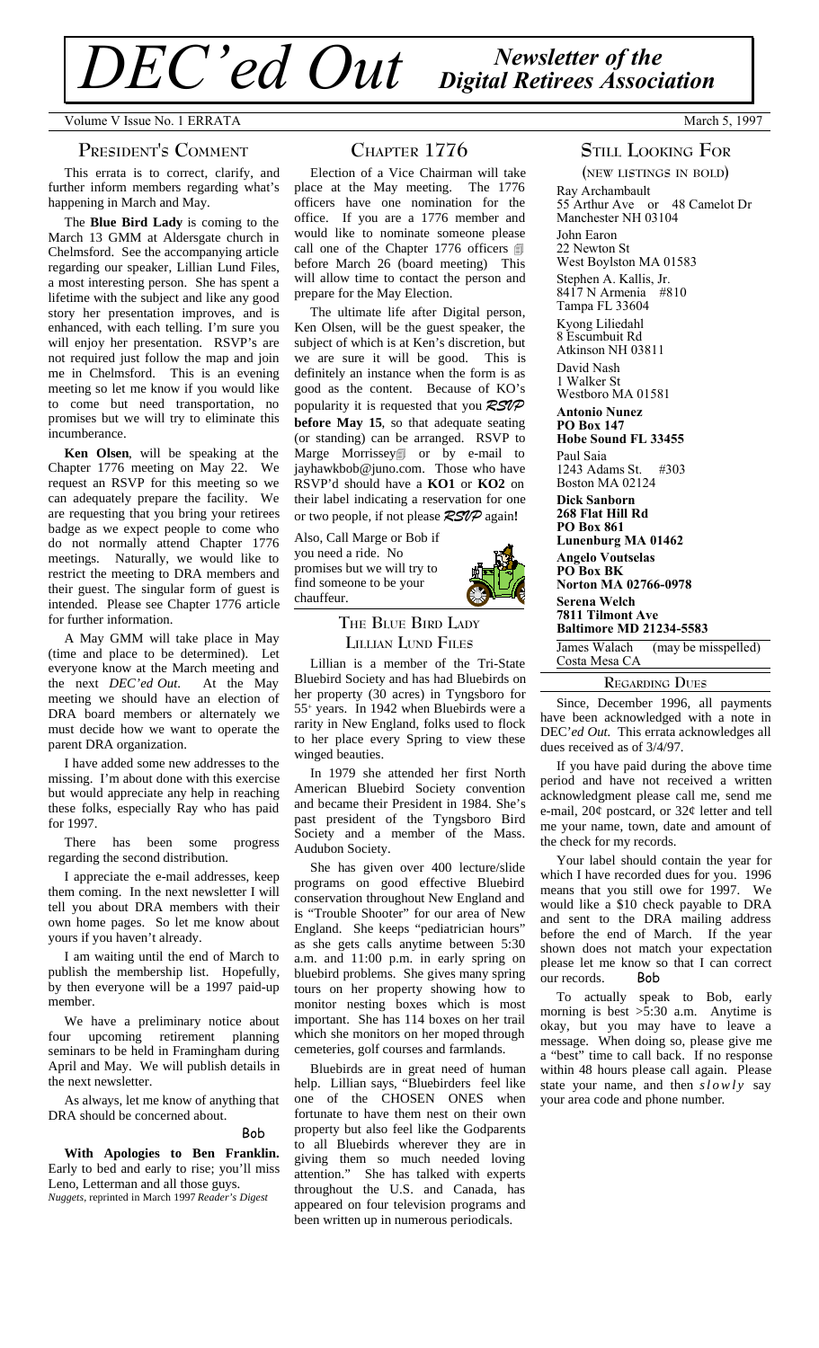# DEC'ed Out — *Newsletter of the Digital Retirees Association*

Volume V Issue No. 1 ERRATA — March 5, 1997

## President's Comment

This errata is to correct, clarify, and further inform members regarding what's happening in March and May.

The **Blue Bird Lady** is coming to the March 13 GMM at Aldersgate church in Chelmsford. See the accompanying article regarding our speaker, Lillian Lund Files, a most interesting person. She has spent a lifetime with the subject and like any good story her presentation improves, and is enhanced, with each telling. I'm sure you will enjoy her presentation. RSVP's are not required just follow the map and join me in Chelmsford. This is an evening meeting so let me know if you would like to come but need transportation, no promises but we will try to eliminate this incumberance.

**Ken Olsen**, will be speaking at the Chapter 1776 meeting on May 22. We request an RSVP for this meeting so we can adequately prepare the facility. We are requesting that you bring your retirees badge as we expect people to come who do not normally attend Chapter 1776 meetings. Naturally, we would like to restrict the meeting to DRA members and their guest. The singular form of guest is intended. Please see Chapter 1776 article for further information.

A May GMM will take place in May (time and place to be determined). Let everyone know at the March meeting and the next *DEC'ed Out*. At the May meeting we should have an election of DRA board members or alternately we must decide how we want to operate the parent DRA organization.

I have added some new addresses to the missing. I'm about done with this exercise but would appreciate any help in reaching these folks, especially Ray who has paid for 1997.

There has been some progress regarding the second distribution.

I appreciate the e-mail addresses, keep them coming. In the next newsletter I will tell you about DRA members with their own home pages. So let me know about yours if you haven't already.

I am waiting until the end of March to publish the membership list. Hopefully, by then everyone will be a 1997 paid-up member.

We have a preliminary notice about four upcoming retirement planning seminars to be held in Framingham during April and May. We will publish details in the next newsletter.

As always, let me know of anything that DRA should be concerned about.

Bob

**With Apologies to Ben Franklin.** Early to bed and early to rise; you'll miss Leno, Letterman and all those guys.
*Nuggets*, reprinted in March 1997 *Reader's Digest*

## Chapter 1776

Election of a Vice Chairman will take place at the May meeting. The 1776 officers have one nomination for the office. If you are a 1776 member and would like to nominate someone please call one of the Chapter 1776 officers before March 26 (board meeting) This will allow time to contact the person and prepare for the May Election.

The ultimate life after Digital person, Ken Olsen, will be the guest speaker, the subject of which is at Ken's discretion, but we are sure it will be good. This is definitely an instance when the form is as good as the content. Because of KO's popularity it is requested that you *RSVP* **before May 15**, so that adequate seating (or standing) can be arranged. RSVP to Marge Morrissey or by e-mail to jayhawkbob@juno.com. Those who have RSVP'd should have a **KO1** or **KO2** on their label indicating a reservation for one or two people, if not please *RSVP* again**!**

Also, Call Marge or Bob if you need a ride. No promises but we will try to find someone to be your chauffeur.

## The Blue Bird Lady Lillian Lund Files

Lillian is a member of the Tri-State Bluebird Society and has had Bluebirds on her property (30 acres) in Tyngsboro for 55+ years. In 1942 when Bluebirds were a rarity in New England, folks used to flock to her place every Spring to view these winged beauties.

In 1979 she attended her first North American Bluebird Society convention and became their President in 1984. She's past president of the Tyngsboro Bird Society and a member of the Mass. Audubon Society.

She has given over 400 lecture/slide programs on good effective Bluebird conservation throughout New England and is "Trouble Shooter" for our area of New England. She keeps "pediatrician hours" as she gets calls anytime between 5:30 a.m. and 11:00 p.m. in early spring on bluebird problems. She gives many spring tours on her property showing how to monitor nesting boxes which is most important. She has 114 boxes on her trail which she monitors on her moped through cemeteries, golf courses and farmlands.

Bluebirds are in great need of human help. Lillian says, "Bluebirders feel like one of the CHOSEN ONES when fortunate to have them nest on their own property but also feel like the Godparents to all Bluebirds wherever they are in giving them so much needed loving attention." She has talked with experts throughout the U.S. and Canada, has appeared on four television programs and been written up in numerous periodicals.

## Still Looking For

(new listings in bold)

Ray Archambault
55 Arthur Ave or 48 Camelot Dr
Manchester NH 03104

John Earon
22 Newton St
West Boylston MA 01583

Stephen A. Kallis, Jr.
8417 N Armenia #810
Tampa FL 33604

Kyong Liliedahl
8 Escumbuit Rd
Atkinson NH 03811

David Nash
1 Walker St
Westboro MA 01581

**Antonio Nunez**
**PO Box 147**
**Hobe Sound FL 33455**

Paul Saia
1243 Adams St. #303
Boston MA 02124

**Dick Sanborn**
**268 Flat Hill Rd**
**PO Box 861**
**Lunenburg MA 01462**

**Angelo Voutselas**
**PO Box BK**
**Norton MA 02766-0978**

**Serena Welch**
**7811 Tilmont Ave**
**Baltimore MD 21234-5583**

James Walach (may be misspelled)
Costa Mesa CA

## Regarding Dues

Since, December 1996, all payments have been acknowledged with a note in DEC'*ed Out.* This errata acknowledges all dues received as of 3/4/97.

If you have paid during the above time period and have not received a written acknowledgment please call me, send me e-mail, 20¢ postcard, or 32¢ letter and tell me your name, town, date and amount of the check for my records.

Your label should contain the year for which I have recorded dues for you. 1996 means that you still owe for 1997. We would like a $10 check payable to DRA and sent to the DRA mailing address before the end of March. If the year shown does not match your expectation please let me know so that I can correct our records. Bob

To actually speak to Bob, early morning is best >5:30 a.m. Anytime is okay, but you may have to leave a message. When doing so, please give me a "best" time to call back. If no response within 48 hours please call again. Please state your name, and then *slowly* say your area code and phone number.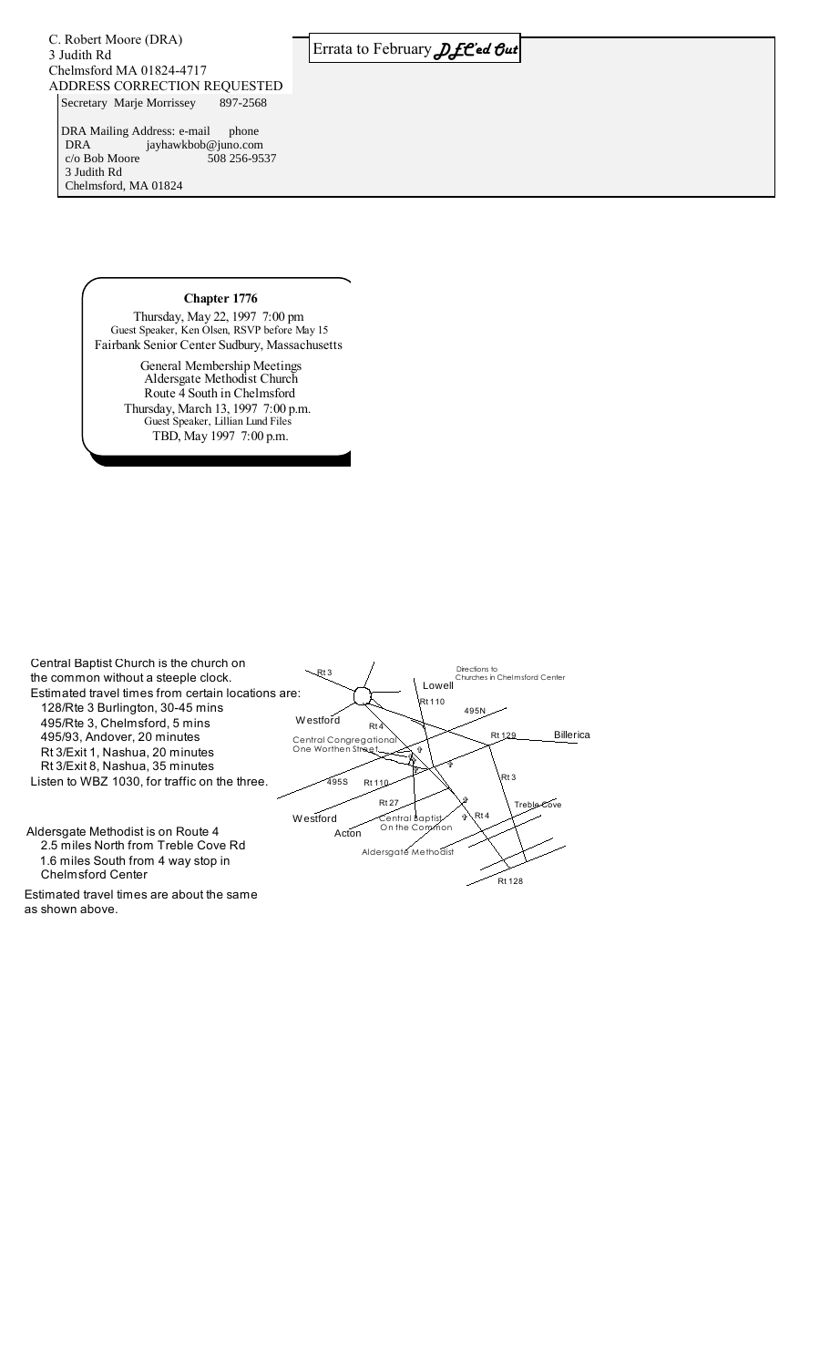C. Robert Moore (DRA)
3 Judith Rd
Chelmsford MA 01824-4717
ADDRESS CORRECTION REQUESTED

Secretary Marje Morrissey 897-2568

DRA Mailing Address: e-mail phone
DRA jayhawkbob@juno.com
c/o Bob Moore 508 256-9537
3 Judith Rd
Chelmsford, MA 01824

Errata to February *DEC'ed Out*

**Chapter 1776**

Thursday, May 22, 1997 7:00 pm
Guest Speaker, Ken Olsen, RSVP before May 15
Fairbank Senior Center Sudbury, Massachusetts

General Membership Meetings
Aldersgate Methodist Church
Route 4 South in Chelmsford
Thursday, March 13, 1997 7:00 p.m.
Guest Speaker, Lillian Lund Files
TBD, May 1997 7:00 p.m.

Central Baptist Church is the church on the common without a steeple clock.

Estimated travel times from certain locations are:

- 128/Rte 3 Burlington, 30-45 mins
- 495/Rte 3, Chelmsford, 5 mins
- 495/93, Andover, 20 minutes
- Rt 3/Exit 1, Nashua, 20 minutes
- Rt 3/Exit 8, Nashua, 35 minutes

Listen to WBZ 1030, for traffic on the three.

Aldersgate Methodist is on Route 4
- 2.5 miles North from Treble Cove Rd
- 1.6 miles South from 4 way stop in Chelmsford Center

Estimated travel times are about the same as shown above.

Directions to Churches in Chelmsford Center

Rt 3
Lowell
Rt 110
495N
Westford
Rt 4
Rt 129
Billerica
Central Congregational
One Worthen Street
Rt 3
495S
Rt 110
Rt 27
Treble Cove
Westford
Central Baptist
On the Common
Rt 4
Acton
Aldersgate Methodist
Rt 128